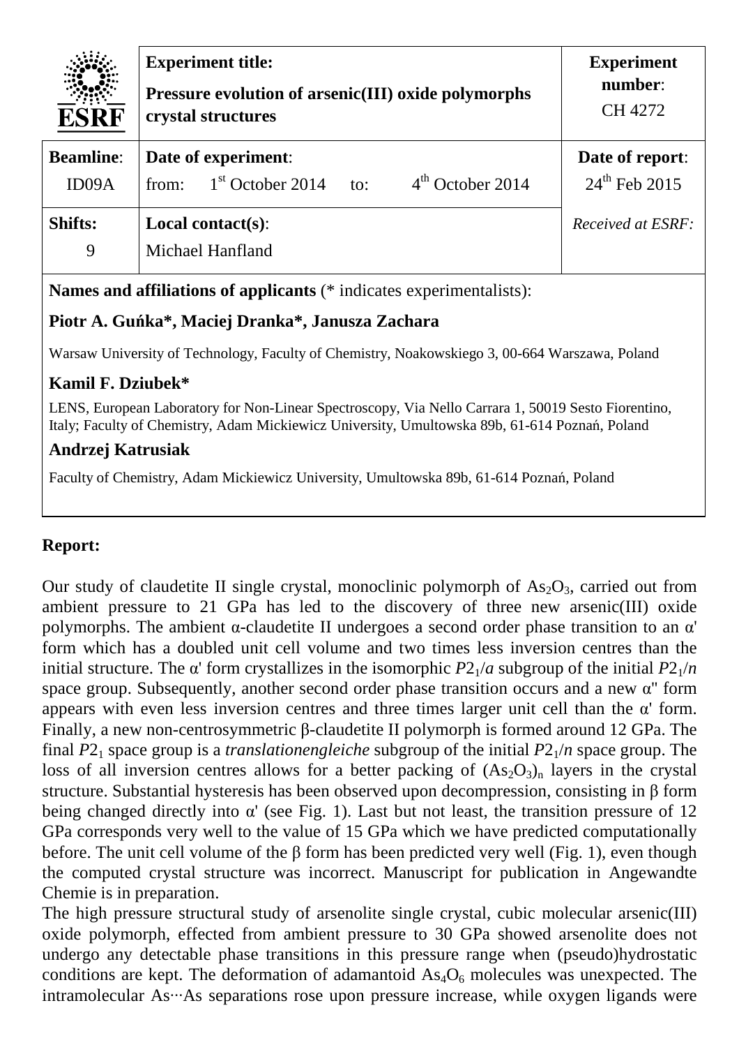| ESRF | **Experiment title:** **Pressure evolution of arsenic(III) oxide polymorphs crystal structures** | | **Experiment number**: CH 4272 |
|---|---|---|---|
| **Beamline**: ID09A | **Date of experiment**: from: 1st October 2014 | to: 4th October 2014 | **Date of report**: 24th Feb 2015 |
| **Shifts:** 9 | **Local contact(s)**: Michael Hanfland | | *Received at ESRF:* |

**Names and affiliations of applicants** (* indicates experimentalists):

**Piotr A. Guńka*, Maciej Dranka*, Janusza Zachara**

Warsaw University of Technology, Faculty of Chemistry, Noakowskiego 3, 00-664 Warszawa, Poland

**Kamil F. Dziubek***

LENS, European Laboratory for Non-Linear Spectroscopy, Via Nello Carrara 1, 50019 Sesto Fiorentino, Italy; Faculty of Chemistry, Adam Mickiewicz University, Umultowska 89b, 61-614 Poznań, Poland

**Andrzej Katrusiak**

Faculty of Chemistry, Adam Mickiewicz University, Umultowska 89b, 61-614 Poznań, Poland

## Report:

Our study of claudetite II single crystal, monoclinic polymorph of $As_2O_3$, carried out from ambient pressure to 21 GPa has led to the discovery of three new arsenic(III) oxide polymorphs. The ambient α-claudetite II undergoes a second order phase transition to an α' form which has a doubled unit cell volume and two times less inversion centres than the initial structure. The α' form crystallizes in the isomorphic $P2_1/a$ subgroup of the initial $P2_1/n$ space group. Subsequently, another second order phase transition occurs and a new α'' form appears with even less inversion centres and three times larger unit cell than the α' form. Finally, a new non-centrosymmetric β-claudetite II polymorph is formed around 12 GPa. The final $P2_1$ space group is a *translationengleiche* subgroup of the initial $P2_1/n$ space group. The loss of all inversion centres allows for a better packing of $(As_2O_3)_n$ layers in the crystal structure. Substantial hysteresis has been observed upon decompression, consisting in β form being changed directly into α' (see Fig. 1). Last but not least, the transition pressure of 12 GPa corresponds very well to the value of 15 GPa which we have predicted computationally before. The unit cell volume of the β form has been predicted very well (Fig. 1), even though the computed crystal structure was incorrect. Manuscript for publication in Angewandte Chemie is in preparation.

The high pressure structural study of arsenolite single crystal, cubic molecular arsenic(III) oxide polymorph, effected from ambient pressure to 30 GPa showed arsenolite does not undergo any detectable phase transitions in this pressure range when (pseudo)hydrostatic conditions are kept. The deformation of adamantoid $As_4O_6$ molecules was unexpected. The intramolecular As···As separations rose upon pressure increase, while oxygen ligands were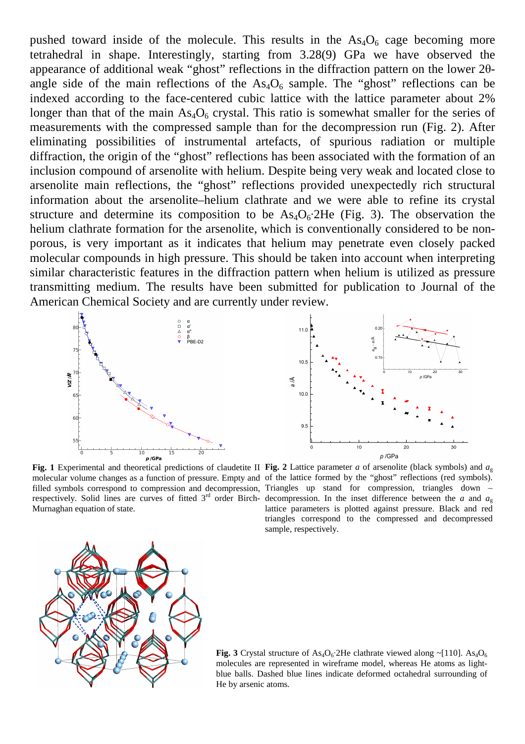pushed toward inside of the molecule. This results in the $As_4O_6$ cage becoming more tetrahedral in shape. Interestingly, starting from 3.28(9) GPa we have observed the appearance of additional weak "ghost" reflections in the diffraction pattern on the lower 2θ-angle side of the main reflections of the $As_4O_6$ sample. The "ghost" reflections can be indexed according to the face-centered cubic lattice with the lattice parameter about 2% longer than that of the main $As_4O_6$ crystal. This ratio is somewhat smaller for the series of measurements with the compressed sample than for the decompression run (Fig. 2). After eliminating possibilities of instrumental artefacts, of spurious radiation or multiple diffraction, the origin of the "ghost" reflections has been associated with the formation of an inclusion compound of arsenolite with helium. Despite being very weak and located close to arsenolite main reflections, the "ghost" reflections provided unexpectedly rich structural information about the arsenolite–helium clathrate and we were able to refine its crystal structure and determine its composition to be $As_4O_6{\cdot}2He$ (Fig. 3). The observation the helium clathrate formation for the arsenolite, which is conventionally considered to be non-porous, is very important as it indicates that helium may penetrate even closely packed molecular compounds in high pressure. This should be taken into account when interpreting similar characteristic features in the diffraction pattern when helium is utilized as pressure transmitting medium. The results have been submitted for publication to Journal of the American Chemical Society and are currently under review.

V/Z /Å³
p /GPa
α
α'
α"
β
PBE-D2

**Fig. 1** Experimental and theoretical predictions of claudetite II molecular volume changes as a function of pressure. Empty and filled symbols correspond to compression and decompression, respectively. Solid lines are curves of fitted 3rd order Birch-Murnaghan equation of state.

a /Å
p /GPa
$a_g - a$ /Å

**Fig. 2** Lattice parameter $a$ of arsenolite (black symbols) and $a_g$ of the lattice formed by the "ghost" reflections (red symbols). Triangles up stand for compression, triangles down – decompression. In the inset difference between the $a$ and $a_g$ lattice parameters is plotted against pressure. Black and red triangles correspond to the compressed and decompressed sample, respectively.

**Fig. 3** Crystal structure of $As_4O_6{\cdot}2He$ clathrate viewed along ~[110]. $As_4O_6$ molecules are represented in wireframe model, whereas He atoms as light-blue balls. Dashed blue lines indicate deformed octahedral surrounding of He by arsenic atoms.